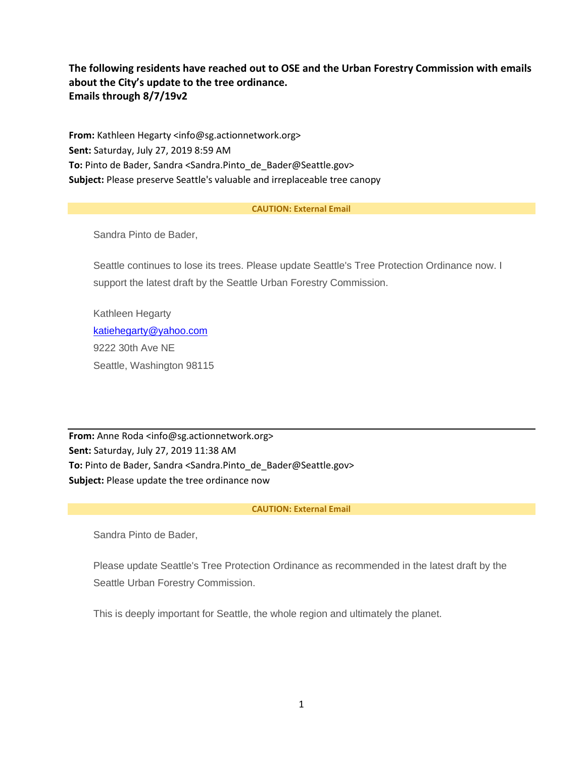**The following residents have reached out to OSE and the Urban Forestry Commission with emails about the City's update to the tree ordinance.**
**Emails through 8/7/19v2**

**From:** Kathleen Hegarty <info@sg.actionnetwork.org>
**Sent:** Saturday, July 27, 2019 8:59 AM
**To:** Pinto de Bader, Sandra <Sandra.Pinto_de_Bader@Seattle.gov>
**Subject:** Please preserve Seattle's valuable and irreplaceable tree canopy

**CAUTION: External Email**

Sandra Pinto de Bader,

Seattle continues to lose its trees. Please update Seattle's Tree Protection Ordinance now. I support the latest draft by the Seattle Urban Forestry Commission.

Kathleen Hegarty
katiehegarty@yahoo.com
9222 30th Ave NE
Seattle, Washington 98115

---

**From:** Anne Roda <info@sg.actionnetwork.org>
**Sent:** Saturday, July 27, 2019 11:38 AM
**To:** Pinto de Bader, Sandra <Sandra.Pinto_de_Bader@Seattle.gov>
**Subject:** Please update the tree ordinance now

**CAUTION: External Email**

Sandra Pinto de Bader,

Please update Seattle's Tree Protection Ordinance as recommended in the latest draft by the Seattle Urban Forestry Commission.

This is deeply important for Seattle, the whole region and ultimately the planet.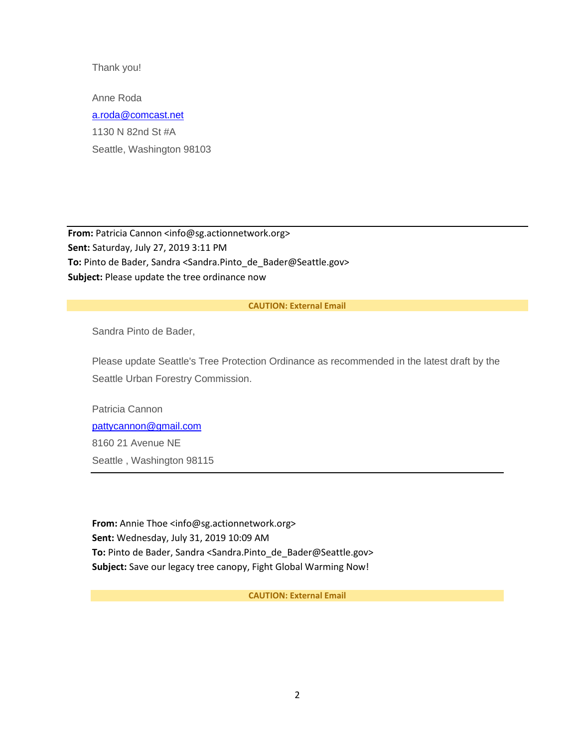Thank you!

Anne Roda
a.roda@comcast.net
1130 N 82nd St #A
Seattle, Washington 98103

---

**From:** Patricia Cannon <info@sg.actionnetwork.org>
**Sent:** Saturday, July 27, 2019 3:11 PM
**To:** Pinto de Bader, Sandra <Sandra.Pinto_de_Bader@Seattle.gov>
**Subject:** Please update the tree ordinance now

**CAUTION: External Email**

Sandra Pinto de Bader,

Please update Seattle's Tree Protection Ordinance as recommended in the latest draft by the Seattle Urban Forestry Commission.

Patricia Cannon
pattycannon@gmail.com
8160 21 Avenue NE
Seattle , Washington 98115

---

**From:** Annie Thoe <info@sg.actionnetwork.org>
**Sent:** Wednesday, July 31, 2019 10:09 AM
**To:** Pinto de Bader, Sandra <Sandra.Pinto_de_Bader@Seattle.gov>
**Subject:** Save our legacy tree canopy, Fight Global Warming Now!

**CAUTION: External Email**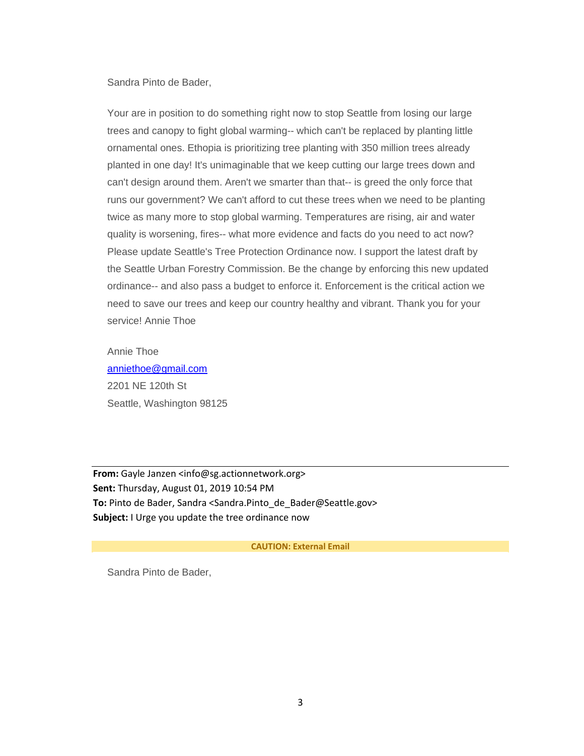Sandra Pinto de Bader,

Your are in position to do something right now to stop Seattle from losing our large trees and canopy to fight global warming-- which can't be replaced by planting little ornamental ones. Ethopia is prioritizing tree planting with 350 million trees already planted in one day! It's unimaginable that we keep cutting our large trees down and can't design around them. Aren't we smarter than that-- is greed the only force that runs our government? We can't afford to cut these trees when we need to be planting twice as many more to stop global warming. Temperatures are rising, air and water quality is worsening, fires-- what more evidence and facts do you need to act now? Please update Seattle's Tree Protection Ordinance now. I support the latest draft by the Seattle Urban Forestry Commission. Be the change by enforcing this new updated ordinance-- and also pass a budget to enforce it. Enforcement is the critical action we need to save our trees and keep our country healthy and vibrant. Thank you for your service! Annie Thoe

Annie Thoe
anniethoe@gmail.com
2201 NE 120th St
Seattle, Washington 98125

---

**From:** Gayle Janzen <info@sg.actionnetwork.org>
**Sent:** Thursday, August 01, 2019 10:54 PM
**To:** Pinto de Bader, Sandra <Sandra.Pinto_de_Bader@Seattle.gov>
**Subject:** I Urge you update the tree ordinance now

**CAUTION: External Email**

Sandra Pinto de Bader,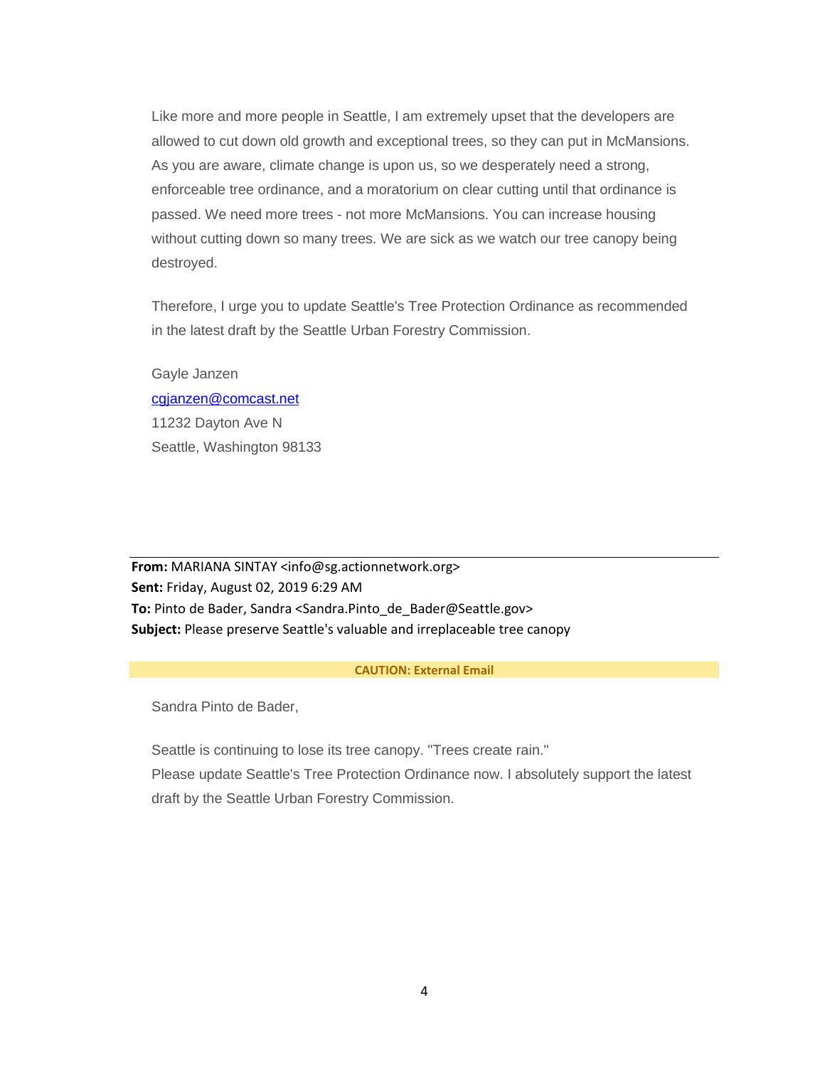Like more and more people in Seattle, I am extremely upset that the developers are allowed to cut down old growth and exceptional trees, so they can put in McMansions. As you are aware, climate change is upon us, so we desperately need a strong, enforceable tree ordinance, and a moratorium on clear cutting until that ordinance is passed. We need more trees - not more McMansions. You can increase housing without cutting down so many trees. We are sick as we watch our tree canopy being destroyed.

Therefore, I urge you to update Seattle's Tree Protection Ordinance as recommended in the latest draft by the Seattle Urban Forestry Commission.

Gayle Janzen
cgjanzen@comcast.net
11232 Dayton Ave N
Seattle, Washington 98133

---

**From:** MARIANA SINTAY <info@sg.actionnetwork.org>
**Sent:** Friday, August 02, 2019 6:29 AM
**To:** Pinto de Bader, Sandra <Sandra.Pinto_de_Bader@Seattle.gov>
**Subject:** Please preserve Seattle's valuable and irreplaceable tree canopy

**CAUTION: External Email**

Sandra Pinto de Bader,

Seattle is continuing to lose its tree canopy. "Trees create rain."
Please update Seattle's Tree Protection Ordinance now. I absolutely support the latest draft by the Seattle Urban Forestry Commission.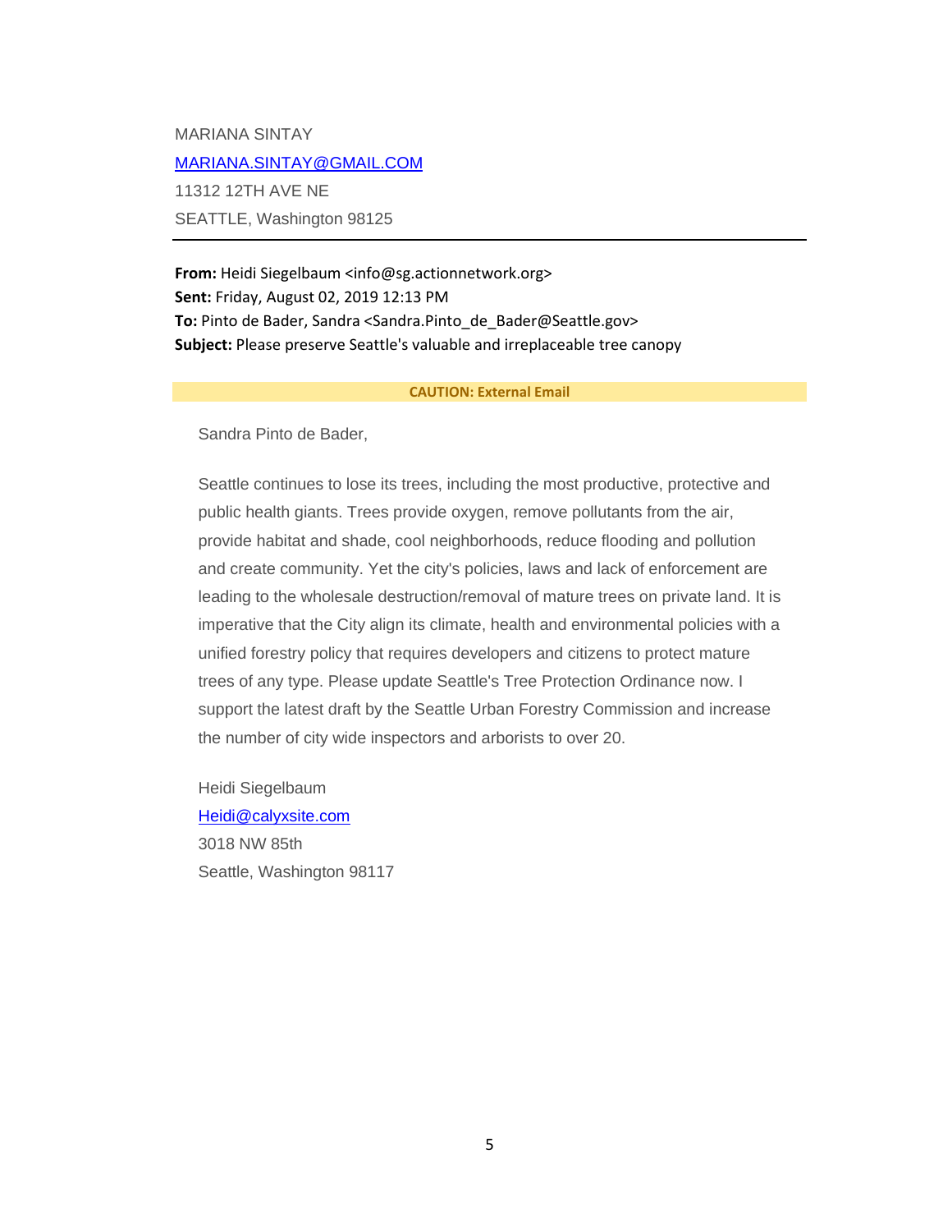MARIANA SINTAY

MARIANA.SINTAY@GMAIL.COM

11312 12TH AVE NE

SEATTLE, Washington 98125

---

**From:** Heidi Siegelbaum <info@sg.actionnetwork.org>
**Sent:** Friday, August 02, 2019 12:13 PM
**To:** Pinto de Bader, Sandra <Sandra.Pinto_de_Bader@Seattle.gov>
**Subject:** Please preserve Seattle's valuable and irreplaceable tree canopy

**CAUTION: External Email**

Sandra Pinto de Bader,

Seattle continues to lose its trees, including the most productive, protective and public health giants. Trees provide oxygen, remove pollutants from the air, provide habitat and shade, cool neighborhoods, reduce flooding and pollution and create community. Yet the city's policies, laws and lack of enforcement are leading to the wholesale destruction/removal of mature trees on private land. It is imperative that the City align its climate, health and environmental policies with a unified forestry policy that requires developers and citizens to protect mature trees of any type. Please update Seattle's Tree Protection Ordinance now. I support the latest draft by the Seattle Urban Forestry Commission and increase the number of city wide inspectors and arborists to over 20.

Heidi Siegelbaum

Heidi@calyxsite.com

3018 NW 85th

Seattle, Washington 98117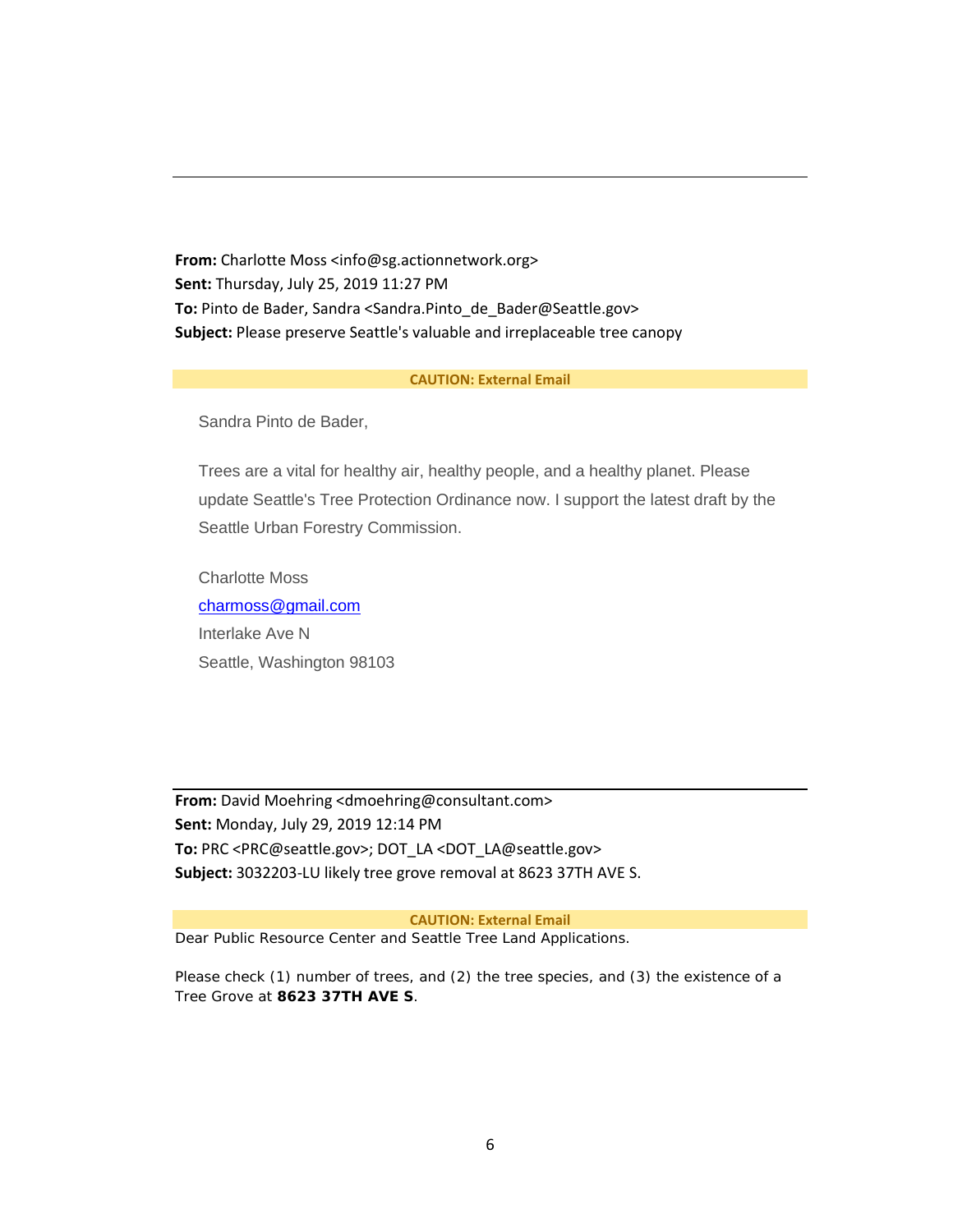---

**From:** Charlotte Moss <info@sg.actionnetwork.org>
**Sent:** Thursday, July 25, 2019 11:27 PM
**To:** Pinto de Bader, Sandra <Sandra.Pinto_de_Bader@Seattle.gov>
**Subject:** Please preserve Seattle's valuable and irreplaceable tree canopy

**CAUTION: External Email**

Sandra Pinto de Bader,

Trees are a vital for healthy air, healthy people, and a healthy planet. Please update Seattle's Tree Protection Ordinance now. I support the latest draft by the Seattle Urban Forestry Commission.

Charlotte Moss
charmoss@gmail.com
Interlake Ave N
Seattle, Washington 98103

---

**From:** David Moehring <dmoehring@consultant.com>
**Sent:** Monday, July 29, 2019 12:14 PM
**To:** PRC <PRC@seattle.gov>; DOT_LA <DOT_LA@seattle.gov>
**Subject:** 3032203-LU likely tree grove removal at 8623 37TH AVE S.

**CAUTION: External Email**

Dear Public Resource Center and Seattle Tree Land Applications.

Please check (1) number of trees, and (2) the tree species, and (3) the existence of a Tree Grove at **8623 37TH AVE S**.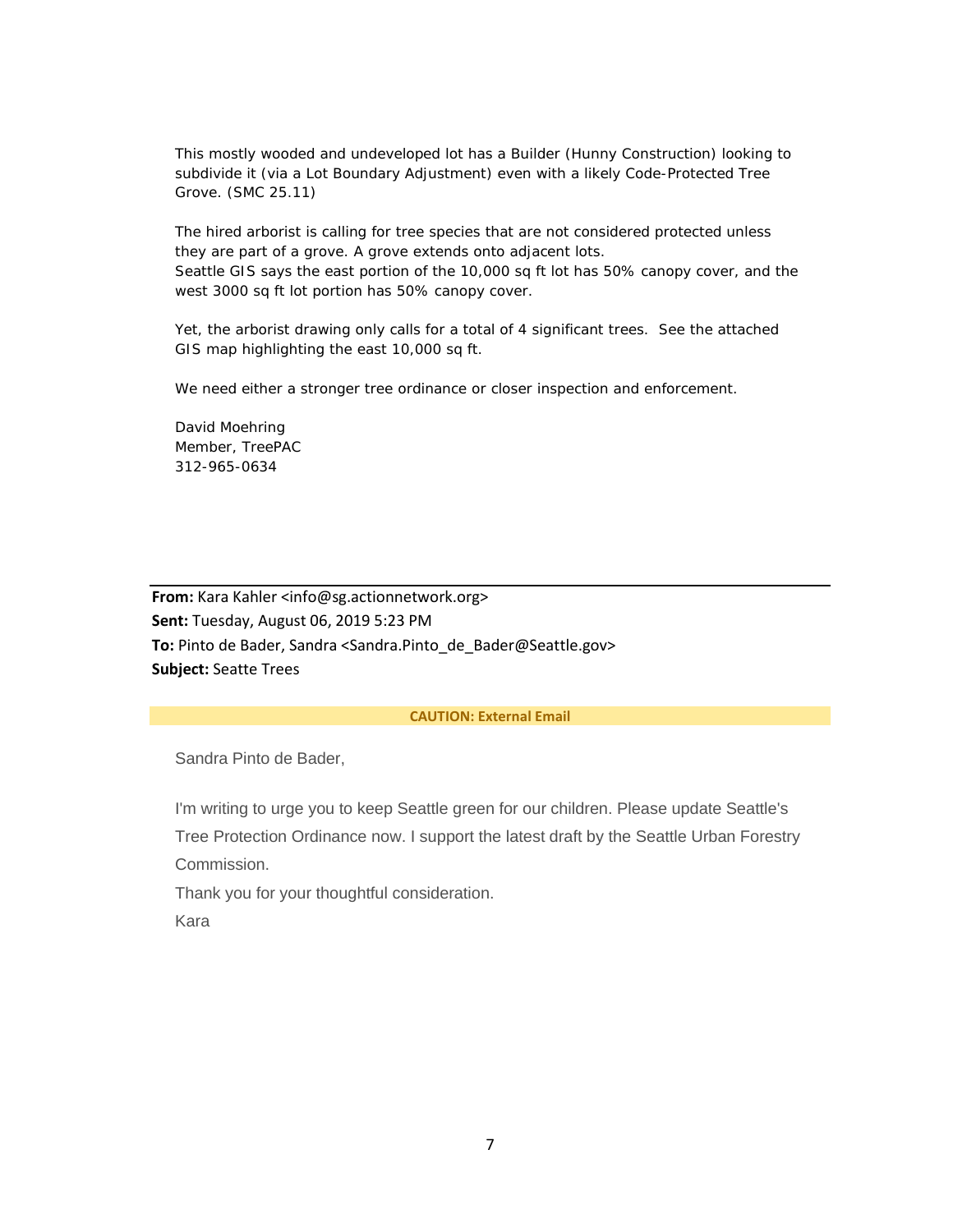This mostly wooded and undeveloped lot has a Builder (Hunny Construction) looking to subdivide it (via a Lot Boundary Adjustment) even with a likely Code-Protected Tree Grove. (SMC 25.11)

The hired arborist is calling for tree species that are not considered protected unless they are part of a grove. A grove extends onto adjacent lots.
Seattle GIS says the east portion of the 10,000 sq ft lot has 50% canopy cover, and the west 3000 sq ft lot portion has 50% canopy cover.

Yet, the arborist drawing only calls for a total of 4 significant trees. See the attached GIS map highlighting the east 10,000 sq ft.

We need either a stronger tree ordinance or closer inspection and enforcement.

David Moehring
Member, TreePAC
312-965-0634

---

**From:** Kara Kahler <info@sg.actionnetwork.org>
**Sent:** Tuesday, August 06, 2019 5:23 PM
**To:** Pinto de Bader, Sandra <Sandra.Pinto_de_Bader@Seattle.gov>
**Subject:** Seatte Trees

**CAUTION: External Email**

Sandra Pinto de Bader,

I'm writing to urge you to keep Seattle green for our children. Please update Seattle's Tree Protection Ordinance now. I support the latest draft by the Seattle Urban Forestry Commission.

Thank you for your thoughtful consideration.

Kara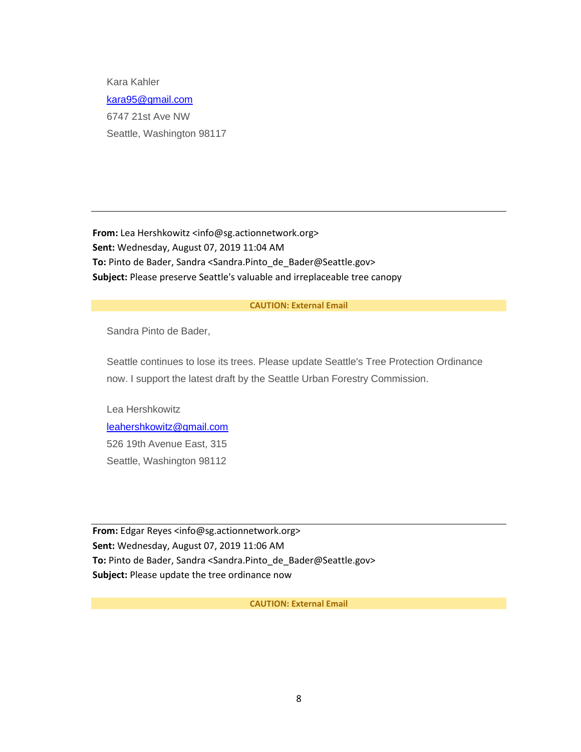Kara Kahler

[kara95@gmail.com](mailto:kara95@gmail.com)

6747 21st Ave NW

Seattle, Washington 98117

---

**From:** Lea Hershkowitz <info@sg.actionnetwork.org>
**Sent:** Wednesday, August 07, 2019 11:04 AM
**To:** Pinto de Bader, Sandra <Sandra.Pinto_de_Bader@Seattle.gov>
**Subject:** Please preserve Seattle's valuable and irreplaceable tree canopy

**CAUTION: External Email**

Sandra Pinto de Bader,

Seattle continues to lose its trees. Please update Seattle's Tree Protection Ordinance now. I support the latest draft by the Seattle Urban Forestry Commission.

Lea Hershkowitz

[leahershkowitz@gmail.com](mailto:leahershkowitz@gmail.com)

526 19th Avenue East, 315

Seattle, Washington 98112

---

**From:** Edgar Reyes <info@sg.actionnetwork.org>
**Sent:** Wednesday, August 07, 2019 11:06 AM
**To:** Pinto de Bader, Sandra <Sandra.Pinto_de_Bader@Seattle.gov>
**Subject:** Please update the tree ordinance now

**CAUTION: External Email**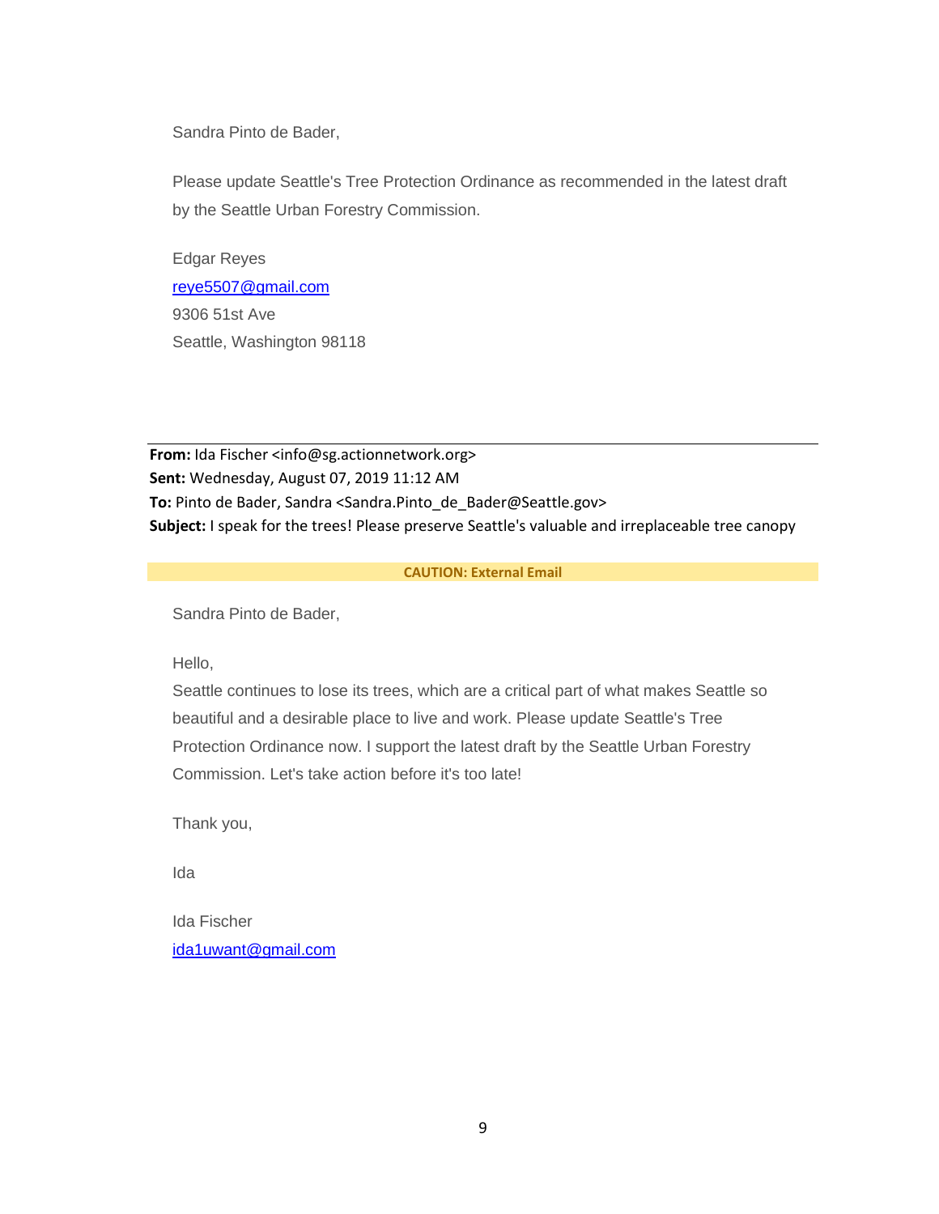Sandra Pinto de Bader,

Please update Seattle's Tree Protection Ordinance as recommended in the latest draft by the Seattle Urban Forestry Commission.

Edgar Reyes
reye5507@gmail.com
9306 51st Ave
Seattle, Washington 98118

---

**From:** Ida Fischer <info@sg.actionnetwork.org>
**Sent:** Wednesday, August 07, 2019 11:12 AM
**To:** Pinto de Bader, Sandra <Sandra.Pinto_de_Bader@Seattle.gov>
**Subject:** I speak for the trees! Please preserve Seattle's valuable and irreplaceable tree canopy

**CAUTION: External Email**

Sandra Pinto de Bader,

Hello,
Seattle continues to lose its trees, which are a critical part of what makes Seattle so beautiful and a desirable place to live and work. Please update Seattle's Tree Protection Ordinance now. I support the latest draft by the Seattle Urban Forestry Commission. Let's take action before it's too late!

Thank you,

Ida

Ida Fischer
ida1uwant@gmail.com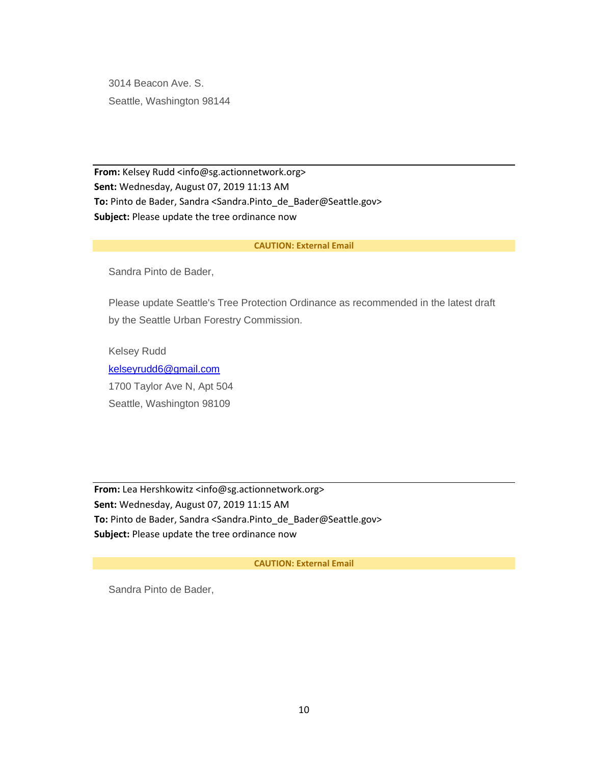3014 Beacon Ave. S.

Seattle, Washington 98144

---

**From:** Kelsey Rudd <info@sg.actionnetwork.org>
**Sent:** Wednesday, August 07, 2019 11:13 AM
**To:** Pinto de Bader, Sandra <Sandra.Pinto_de_Bader@Seattle.gov>
**Subject:** Please update the tree ordinance now

**CAUTION: External Email**

Sandra Pinto de Bader,

Please update Seattle's Tree Protection Ordinance as recommended in the latest draft by the Seattle Urban Forestry Commission.

Kelsey Rudd
kelseyrudd6@gmail.com
1700 Taylor Ave N, Apt 504
Seattle, Washington 98109

---

**From:** Lea Hershkowitz <info@sg.actionnetwork.org>
**Sent:** Wednesday, August 07, 2019 11:15 AM
**To:** Pinto de Bader, Sandra <Sandra.Pinto_de_Bader@Seattle.gov>
**Subject:** Please update the tree ordinance now

**CAUTION: External Email**

Sandra Pinto de Bader,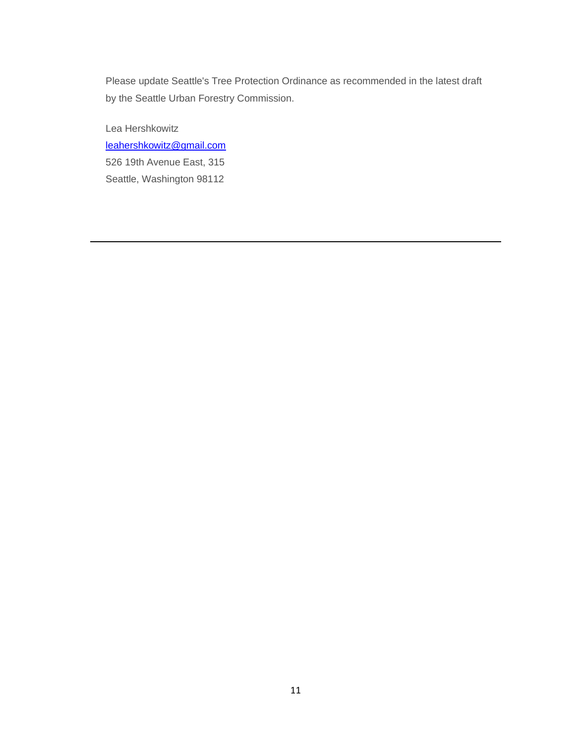Please update Seattle's Tree Protection Ordinance as recommended in the latest draft by the Seattle Urban Forestry Commission.

Lea Hershkowitz
leahershkowitz@gmail.com
526 19th Avenue East, 315
Seattle, Washington 98112

---